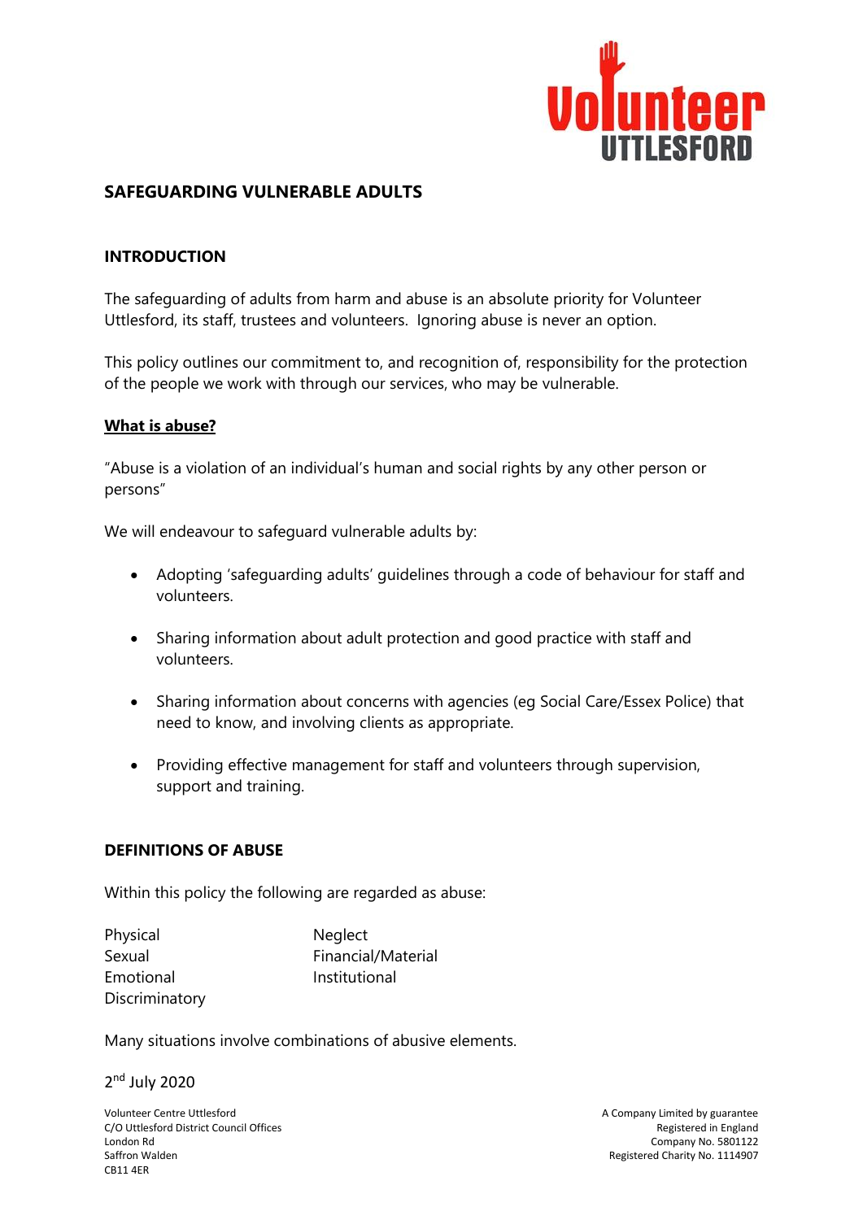# SAFEGUARDING VULNERABLE ADULTS

## INTRODUCTION

The safeguarding of adults from harm and abuse is an absolute priority for Volunteer Uttlesford, its staff, trustees and volunteers. Ignoring abuse is never an option.

This policy outlines our commitment to, and recognition of, responsibility for the protection of the people we work with through our services, who may be vulnerable.

### What is abuse?

"Abuse is a violation of an individual's human and social rights by any other person or persons"

We will endeavour to safeguard vulnerable adults by:

- Adopting 'safeguarding adults' guidelines through a code of behaviour for staff and volunteers.
- Sharing information about adult protection and good practice with staff and volunteers.
- Sharing information about concerns with agencies (eg Social Care/Essex Police) that need to know, and involving clients as appropriate.
- Providing effective management for staff and volunteers through supervision, support and training.

## DEFINITIONS OF ABUSE

Within this policy the following are regarded as abuse:

- Physical
- Sexual
- Emotional
- Discriminatory
- Neglect
- Financial/Material
- Institutional

Many situations involve combinations of abusive elements.

2nd July 2020

Volunteer Centre Uttlesford
C/O Uttlesford District Council Offices
London Rd
Saffron Walden
CB11 4ER

A Company Limited by guarantee
Registered in England
Company No. 5801122
Registered Charity No. 1114907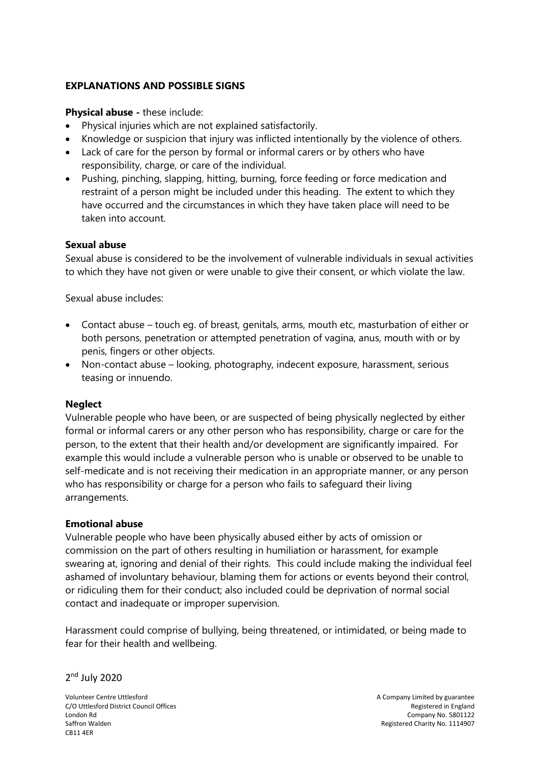**EXPLANATIONS AND POSSIBLE SIGNS**

**Physical abuse -** these include:

- Physical injuries which are not explained satisfactorily.
- Knowledge or suspicion that injury was inflicted intentionally by the violence of others.
- Lack of care for the person by formal or informal carers or by others who have responsibility, charge, or care of the individual.
- Pushing, pinching, slapping, hitting, burning, force feeding or force medication and restraint of a person might be included under this heading. The extent to which they have occurred and the circumstances in which they have taken place will need to be taken into account.

**Sexual abuse**

Sexual abuse is considered to be the involvement of vulnerable individuals in sexual activities to which they have not given or were unable to give their consent, or which violate the law.

Sexual abuse includes:

- Contact abuse – touch eg. of breast, genitals, arms, mouth etc, masturbation of either or both persons, penetration or attempted penetration of vagina, anus, mouth with or by penis, fingers or other objects.
- Non-contact abuse – looking, photography, indecent exposure, harassment, serious teasing or innuendo.

**Neglect**

Vulnerable people who have been, or are suspected of being physically neglected by either formal or informal carers or any other person who has responsibility, charge or care for the person, to the extent that their health and/or development are significantly impaired. For example this would include a vulnerable person who is unable or observed to be unable to self-medicate and is not receiving their medication in an appropriate manner, or any person who has responsibility or charge for a person who fails to safeguard their living arrangements.

**Emotional abuse**

Vulnerable people who have been physically abused either by acts of omission or commission on the part of others resulting in humiliation or harassment, for example swearing at, ignoring and denial of their rights. This could include making the individual feel ashamed of involuntary behaviour, blaming them for actions or events beyond their control, or ridiculing them for their conduct; also included could be deprivation of normal social contact and inadequate or improper supervision.

Harassment could comprise of bullying, being threatened, or intimidated, or being made to fear for their health and wellbeing.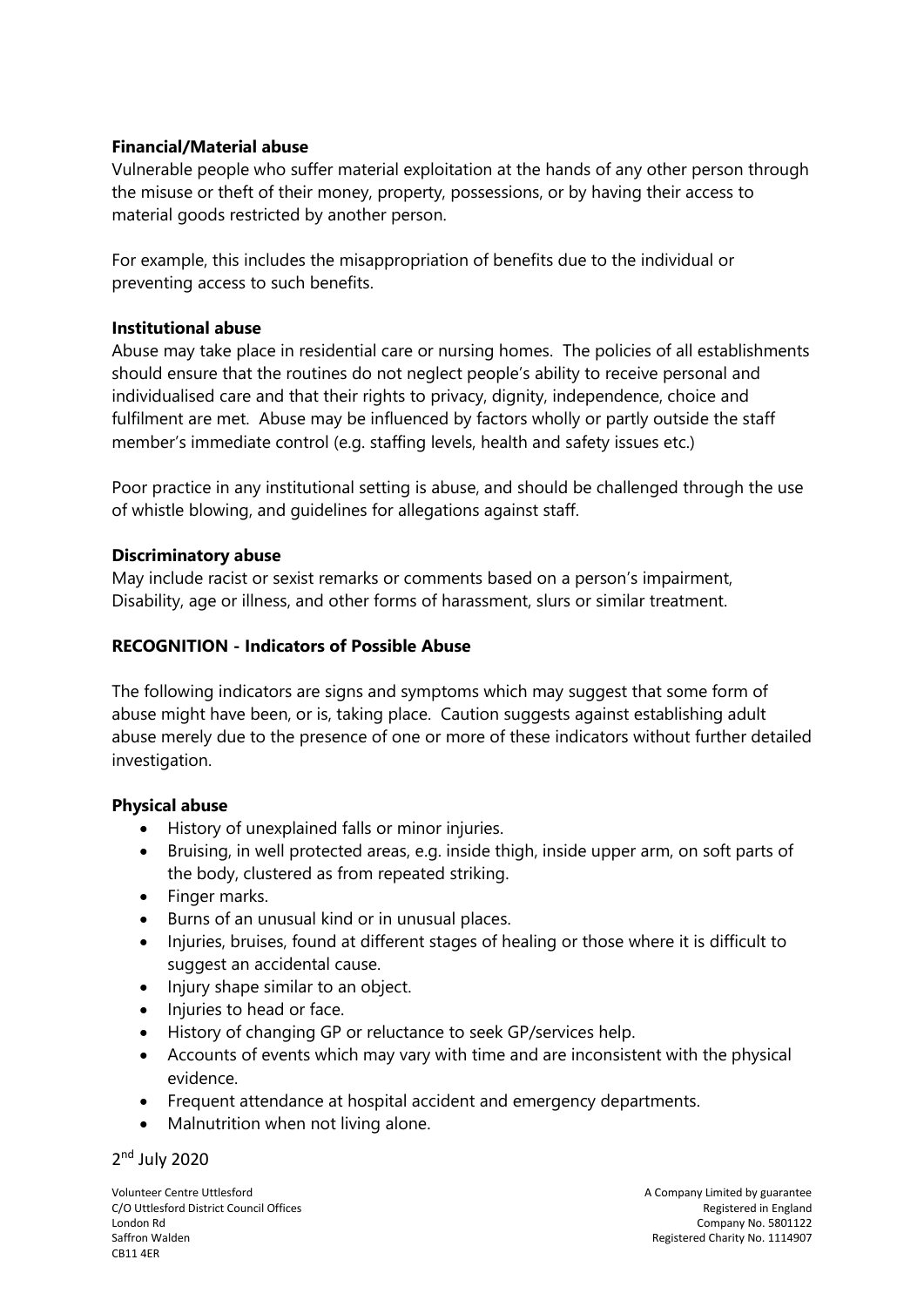**Financial/Material abuse**

Vulnerable people who suffer material exploitation at the hands of any other person through the misuse or theft of their money, property, possessions, or by having their access to material goods restricted by another person.

For example, this includes the misappropriation of benefits due to the individual or preventing access to such benefits.

**Institutional abuse**

Abuse may take place in residential care or nursing homes. The policies of all establishments should ensure that the routines do not neglect people's ability to receive personal and individualised care and that their rights to privacy, dignity, independence, choice and fulfilment are met. Abuse may be influenced by factors wholly or partly outside the staff member's immediate control (e.g. staffing levels, health and safety issues etc.)

Poor practice in any institutional setting is abuse, and should be challenged through the use of whistle blowing, and guidelines for allegations against staff.

**Discriminatory abuse**

May include racist or sexist remarks or comments based on a person's impairment, Disability, age or illness, and other forms of harassment, slurs or similar treatment.

**RECOGNITION - Indicators of Possible Abuse**

The following indicators are signs and symptoms which may suggest that some form of abuse might have been, or is, taking place. Caution suggests against establishing adult abuse merely due to the presence of one or more of these indicators without further detailed investigation.

**Physical abuse**

- History of unexplained falls or minor injuries.
- Bruising, in well protected areas, e.g. inside thigh, inside upper arm, on soft parts of the body, clustered as from repeated striking.
- Finger marks.
- Burns of an unusual kind or in unusual places.
- Injuries, bruises, found at different stages of healing or those where it is difficult to suggest an accidental cause.
- Injury shape similar to an object.
- Injuries to head or face.
- History of changing GP or reluctance to seek GP/services help.
- Accounts of events which may vary with time and are inconsistent with the physical evidence.
- Frequent attendance at hospital accident and emergency departments.
- Malnutrition when not living alone.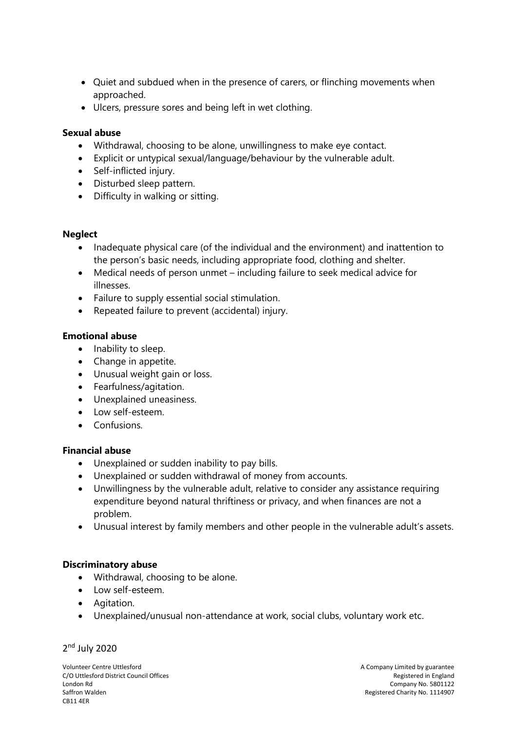- Quiet and subdued when in the presence of carers, or flinching movements when approached.
- Ulcers, pressure sores and being left in wet clothing.

**Sexual abuse**

- Withdrawal, choosing to be alone, unwillingness to make eye contact.
- Explicit or untypical sexual/language/behaviour by the vulnerable adult.
- Self-inflicted injury.
- Disturbed sleep pattern.
- Difficulty in walking or sitting.

**Neglect**

- Inadequate physical care (of the individual and the environment) and inattention to the person's basic needs, including appropriate food, clothing and shelter.
- Medical needs of person unmet – including failure to seek medical advice for illnesses.
- Failure to supply essential social stimulation.
- Repeated failure to prevent (accidental) injury.

**Emotional abuse**

- Inability to sleep.
- Change in appetite.
- Unusual weight gain or loss.
- Fearfulness/agitation.
- Unexplained uneasiness.
- Low self-esteem.
- Confusions.

**Financial abuse**

- Unexplained or sudden inability to pay bills.
- Unexplained or sudden withdrawal of money from accounts.
- Unwillingness by the vulnerable adult, relative to consider any assistance requiring expenditure beyond natural thriftiness or privacy, and when finances are not a problem.
- Unusual interest by family members and other people in the vulnerable adult's assets.

**Discriminatory abuse**

- Withdrawal, choosing to be alone.
- Low self-esteem.
- Agitation.
- Unexplained/unusual non-attendance at work, social clubs, voluntary work etc.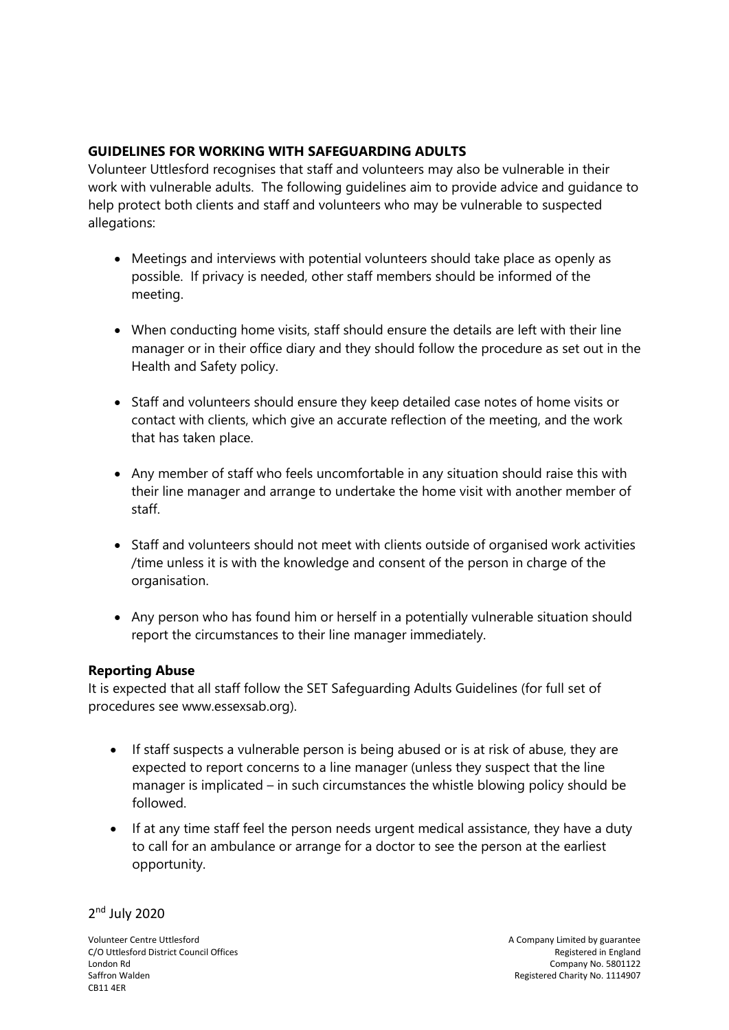**GUIDELINES FOR WORKING WITH SAFEGUARDING ADULTS**

Volunteer Uttlesford recognises that staff and volunteers may also be vulnerable in their work with vulnerable adults. The following guidelines aim to provide advice and guidance to help protect both clients and staff and volunteers who may be vulnerable to suspected allegations:

- Meetings and interviews with potential volunteers should take place as openly as possible. If privacy is needed, other staff members should be informed of the meeting.

- When conducting home visits, staff should ensure the details are left with their line manager or in their office diary and they should follow the procedure as set out in the Health and Safety policy.

- Staff and volunteers should ensure they keep detailed case notes of home visits or contact with clients, which give an accurate reflection of the meeting, and the work that has taken place.

- Any member of staff who feels uncomfortable in any situation should raise this with their line manager and arrange to undertake the home visit with another member of staff.

- Staff and volunteers should not meet with clients outside of organised work activities /time unless it is with the knowledge and consent of the person in charge of the organisation.

- Any person who has found him or herself in a potentially vulnerable situation should report the circumstances to their line manager immediately.

**Reporting Abuse**

It is expected that all staff follow the SET Safeguarding Adults Guidelines (for full set of procedures see www.essexsab.org).

- If staff suspects a vulnerable person is being abused or is at risk of abuse, they are expected to report concerns to a line manager (unless they suspect that the line manager is implicated – in such circumstances the whistle blowing policy should be followed.

- If at any time staff feel the person needs urgent medical assistance, they have a duty to call for an ambulance or arrange for a doctor to see the person at the earliest opportunity.

2nd July 2020

Volunteer Centre Uttlesford
C/O Uttlesford District Council Offices
London Rd
Saffron Walden
CB11 4ER

A Company Limited by guarantee
Registered in England
Company No. 5801122
Registered Charity No. 1114907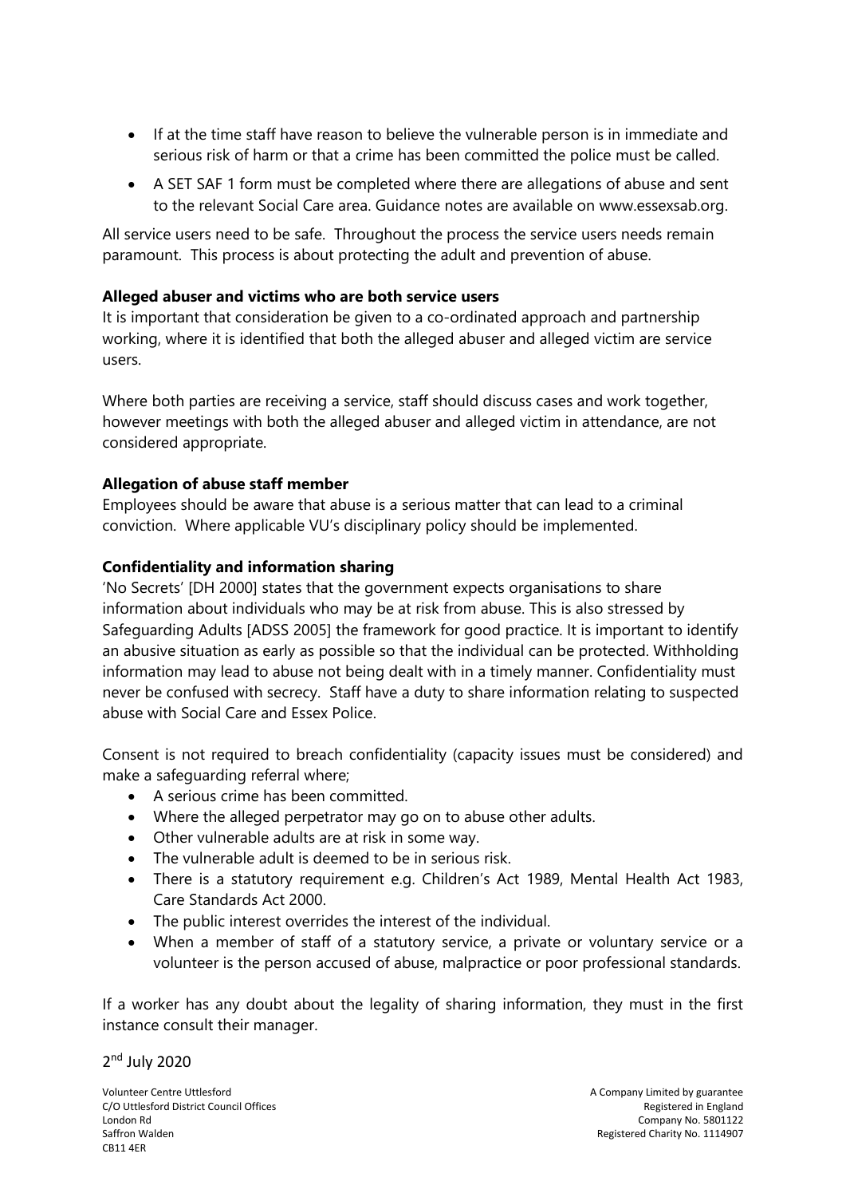- If at the time staff have reason to believe the vulnerable person is in immediate and serious risk of harm or that a crime has been committed the police must be called.
- A SET SAF 1 form must be completed where there are allegations of abuse and sent to the relevant Social Care area. Guidance notes are available on www.essexsab.org.

All service users need to be safe. Throughout the process the service users needs remain paramount. This process is about protecting the adult and prevention of abuse.

**Alleged abuser and victims who are both service users**

It is important that consideration be given to a co-ordinated approach and partnership working, where it is identified that both the alleged abuser and alleged victim are service users.

Where both parties are receiving a service, staff should discuss cases and work together, however meetings with both the alleged abuser and alleged victim in attendance, are not considered appropriate.

**Allegation of abuse staff member**

Employees should be aware that abuse is a serious matter that can lead to a criminal conviction. Where applicable VU's disciplinary policy should be implemented.

**Confidentiality and information sharing**

'No Secrets' [DH 2000] states that the government expects organisations to share information about individuals who may be at risk from abuse. This is also stressed by Safeguarding Adults [ADSS 2005] the framework for good practice. It is important to identify an abusive situation as early as possible so that the individual can be protected. Withholding information may lead to abuse not being dealt with in a timely manner. Confidentiality must never be confused with secrecy. Staff have a duty to share information relating to suspected abuse with Social Care and Essex Police.

Consent is not required to breach confidentiality (capacity issues must be considered) and make a safeguarding referral where;

- A serious crime has been committed.
- Where the alleged perpetrator may go on to abuse other adults.
- Other vulnerable adults are at risk in some way.
- The vulnerable adult is deemed to be in serious risk.
- There is a statutory requirement e.g. Children's Act 1989, Mental Health Act 1983, Care Standards Act 2000.
- The public interest overrides the interest of the individual.
- When a member of staff of a statutory service, a private or voluntary service or a volunteer is the person accused of abuse, malpractice or poor professional standards.

If a worker has any doubt about the legality of sharing information, they must in the first instance consult their manager.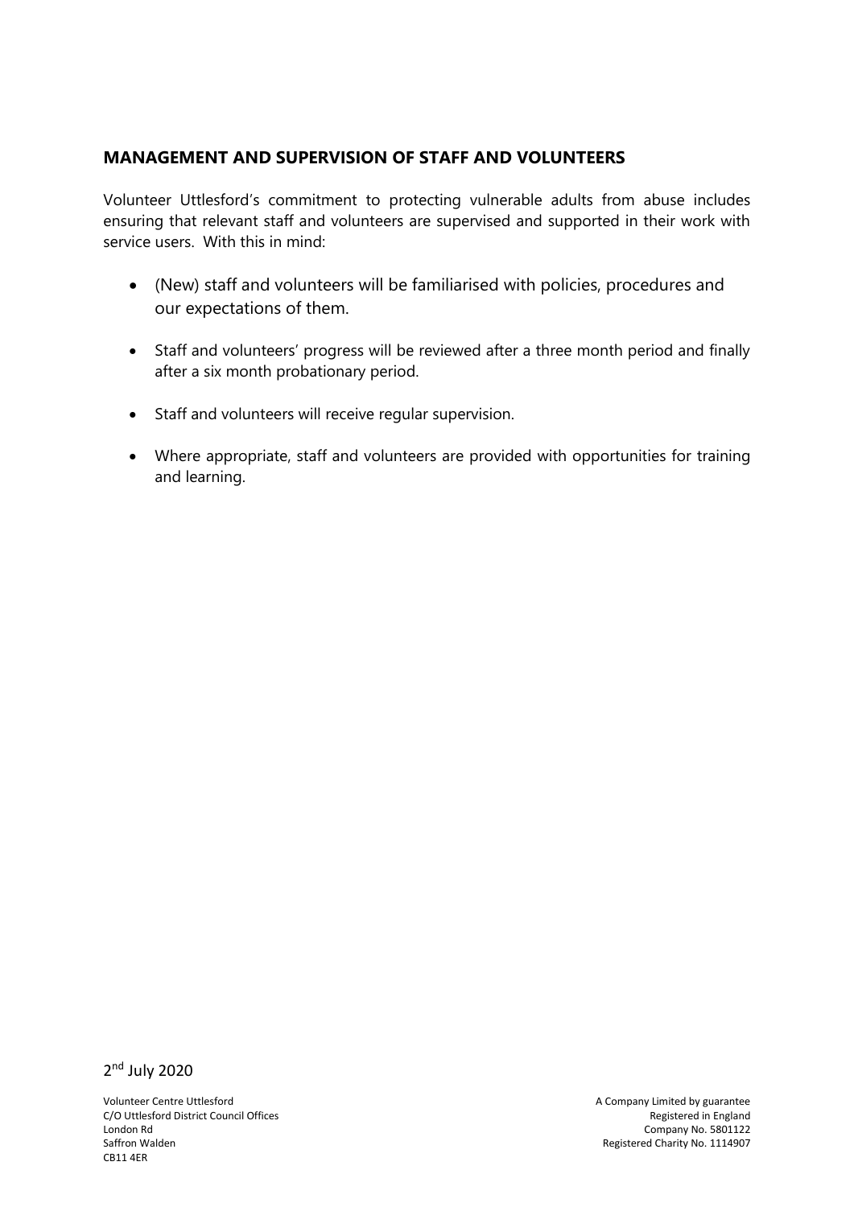## MANAGEMENT AND SUPERVISION OF STAFF AND VOLUNTEERS

Volunteer Uttlesford's commitment to protecting vulnerable adults from abuse includes ensuring that relevant staff and volunteers are supervised and supported in their work with service users. With this in mind:

- (New) staff and volunteers will be familiarised with policies, procedures and our expectations of them.
- Staff and volunteers' progress will be reviewed after a three month period and finally after a six month probationary period.
- Staff and volunteers will receive regular supervision.
- Where appropriate, staff and volunteers are provided with opportunities for training and learning.